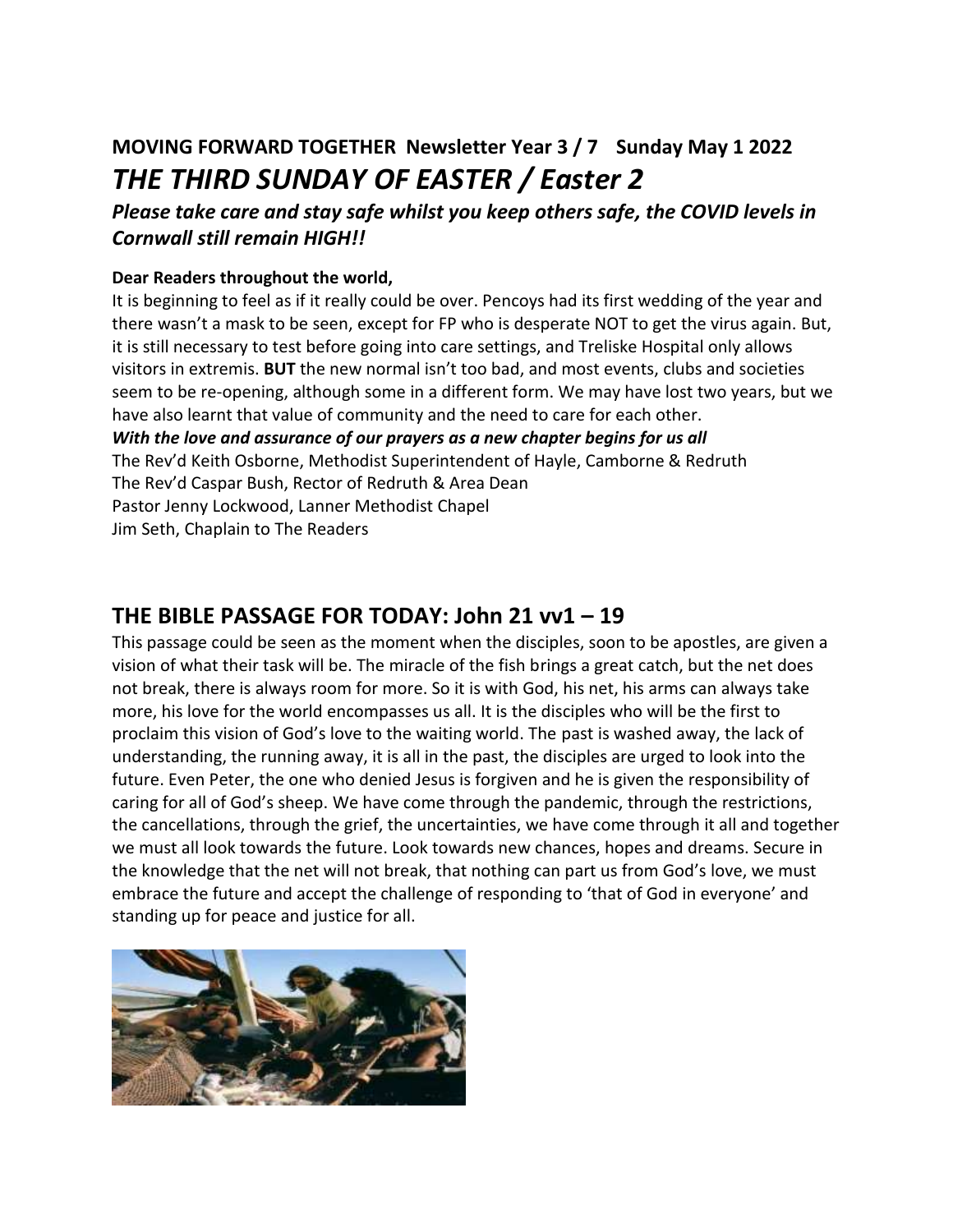## MOVING FORWARD TOGETHER Newsletter Year 3 / 7 Sunday May 1 2022

# *THE THIRD SUNDAY OF EASTER / Easter 2*

### *Please take care and stay safe whilst you keep others safe, the COVID levels in Cornwall still remain HIGH!!*

**Dear Readers throughout the world,**

It is beginning to feel as if it really could be over. Pencoys had its first wedding of the year and there wasn't a mask to be seen, except for FP who is desperate NOT to get the virus again. But, it is still necessary to test before going into care settings, and Treliske Hospital only allows visitors in extremis. **BUT** the new normal isn't too bad, and most events, clubs and societies seem to be re-opening, although some in a different form. We may have lost two years, but we have also learnt that value of community and the need to care for each other.

***With the love and assurance of our prayers as a new chapter begins for us all***

The Rev'd Keith Osborne, Methodist Superintendent of Hayle, Camborne & Redruth
The Rev'd Caspar Bush, Rector of Redruth & Area Dean
Pastor Jenny Lockwood, Lanner Methodist Chapel
Jim Seth, Chaplain to The Readers

## THE BIBLE PASSAGE FOR TODAY: John 21 vv1 – 19

This passage could be seen as the moment when the disciples, soon to be apostles, are given a vision of what their task will be. The miracle of the fish brings a great catch, but the net does not break, there is always room for more. So it is with God, his net, his arms can always take more, his love for the world encompasses us all. It is the disciples who will be the first to proclaim this vision of God's love to the waiting world. The past is washed away, the lack of understanding, the running away, it is all in the past, the disciples are urged to look into the future. Even Peter, the one who denied Jesus is forgiven and he is given the responsibility of caring for all of God's sheep. We have come through the pandemic, through the restrictions, the cancellations, through the grief, the uncertainties, we have come through it all and together we must all look towards the future. Look towards new chances, hopes and dreams. Secure in the knowledge that the net will not break, that nothing can part us from God's love, we must embrace the future and accept the challenge of responding to 'that of God in everyone' and standing up for peace and justice for all.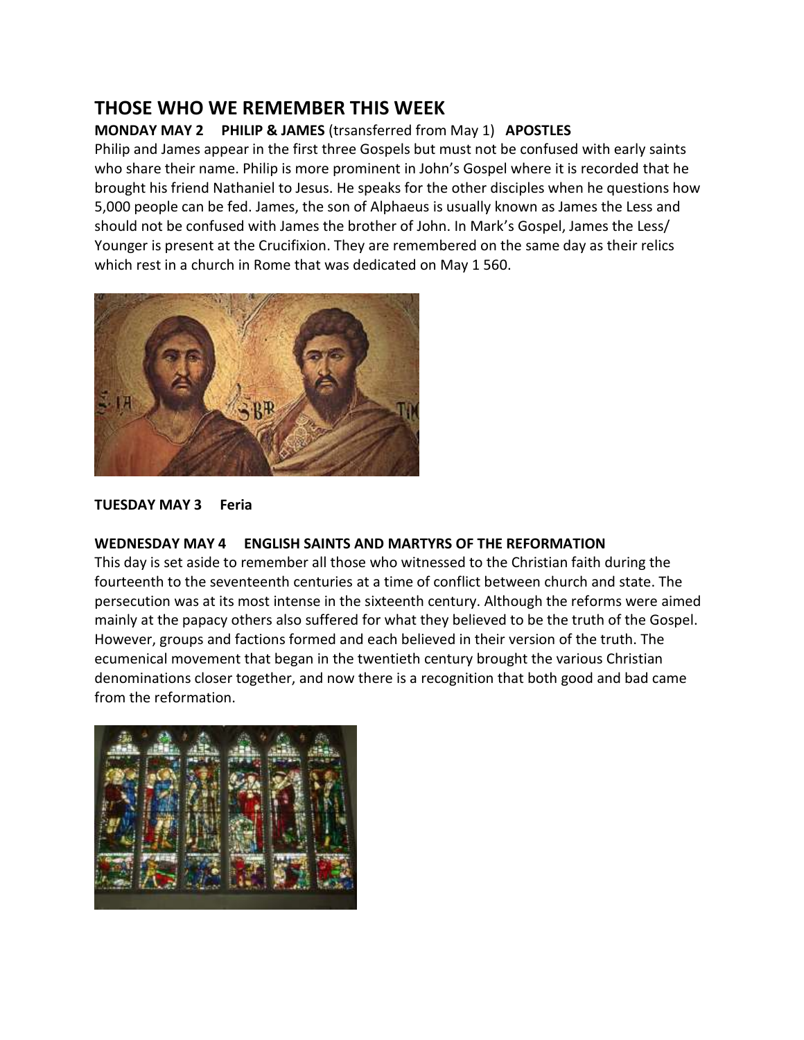# THOSE WHO WE REMEMBER THIS WEEK

**MONDAY MAY 2     PHILIP & JAMES** (trsansferred from May 1)   **APOSTLES**

Philip and James appear in the first three Gospels but must not be confused with early saints who share their name. Philip is more prominent in John's Gospel where it is recorded that he brought his friend Nathaniel to Jesus. He speaks for the other disciples when he questions how 5,000 people can be fed. James, the son of Alphaeus is usually known as James the Less and should not be confused with James the brother of John. In Mark's Gospel, James the Less/ Younger is present at the Crucifixion. They are remembered on the same day as their relics which rest in a church in Rome that was dedicated on May 1 560.

**TUESDAY MAY 3     Feria**

**WEDNESDAY MAY 4     ENGLISH SAINTS AND MARTYRS OF THE REFORMATION**

This day is set aside to remember all those who witnessed to the Christian faith during the fourteenth to the seventeenth centuries at a time of conflict between church and state. The persecution was at its most intense in the sixteenth century. Although the reforms were aimed mainly at the papacy others also suffered for what they believed to be the truth of the Gospel. However, groups and factions formed and each believed in their version of the truth. The ecumenical movement that began in the twentieth century brought the various Christian denominations closer together, and now there is a recognition that both good and bad came from the reformation.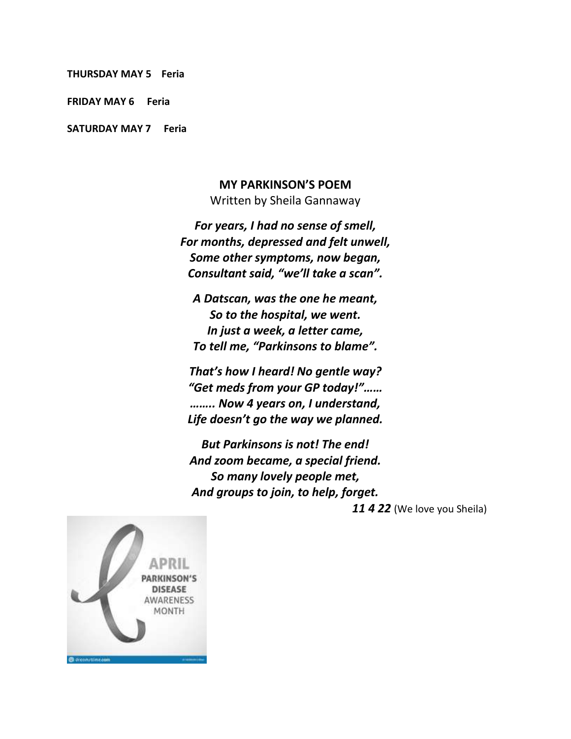**THURSDAY MAY 5 Feria**

**FRIDAY MAY 6 Feria**

**SATURDAY MAY 7 Feria**

**MY PARKINSON'S POEM**

Written by Sheila Gannaway

***For years, I had no sense of smell,***
***For months, depressed and felt unwell,***
***Some other symptoms, now began,***
***Consultant said, "we'll take a scan".***

***A Datscan, was the one he meant,***
***So to the hospital, we went.***
***In just a week, a letter came,***
***To tell me, "Parkinsons to blame".***

***That's how I heard! No gentle way?***
***"Get meds from your GP today!"……***
***…….. Now 4 years on, I understand,***
***Life doesn't go the way we planned.***

***But Parkinsons is not! The end!***
***And zoom became, a special friend.***
***So many lovely people met,***
***And groups to join, to help, forget.***

***11 4 22*** (We love you Sheila)

APRIL PARKINSON'S DISEASE AWARENESS MONTH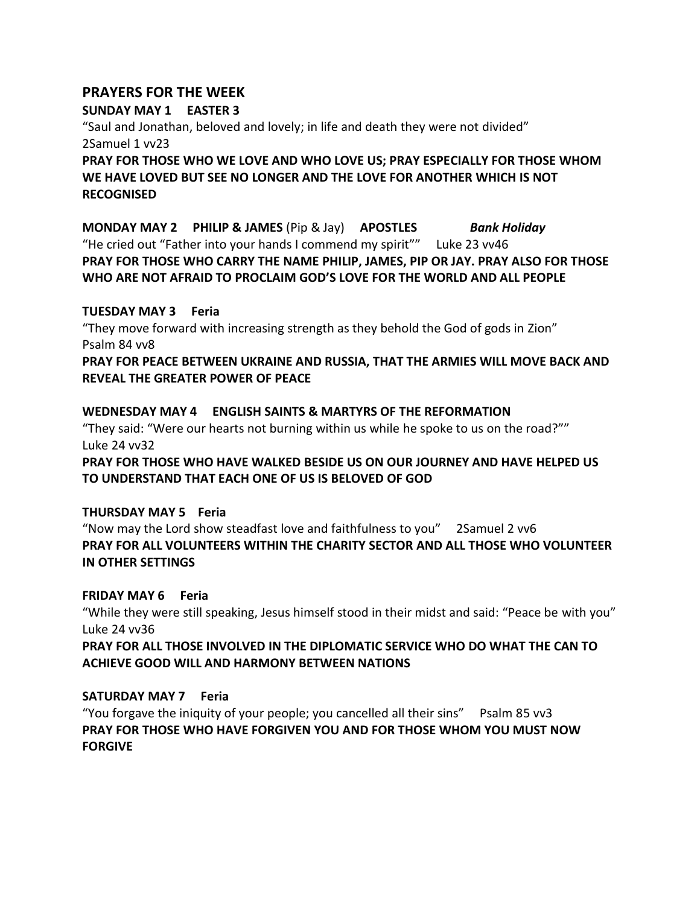## PRAYERS FOR THE WEEK

**SUNDAY MAY 1 EASTER 3**

"Saul and Jonathan, beloved and lovely; in life and death they were not divided"
2Samuel 1 vv23

**PRAY FOR THOSE WHO WE LOVE AND WHO LOVE US; PRAY ESPECIALLY FOR THOSE WHOM WE HAVE LOVED BUT SEE NO LONGER AND THE LOVE FOR ANOTHER WHICH IS NOT RECOGNISED**

**MONDAY MAY 2 PHILIP & JAMES** (Pip & Jay) **APOSTLES** ***Bank Holiday***

"He cried out "Father into your hands I commend my spirit"" Luke 23 vv46

**PRAY FOR THOSE WHO CARRY THE NAME PHILIP, JAMES, PIP OR JAY. PRAY ALSO FOR THOSE WHO ARE NOT AFRAID TO PROCLAIM GOD'S LOVE FOR THE WORLD AND ALL PEOPLE**

**TUESDAY MAY 3 Feria**

"They move forward with increasing strength as they behold the God of gods in Zion"
Psalm 84 vv8

**PRAY FOR PEACE BETWEEN UKRAINE AND RUSSIA, THAT THE ARMIES WILL MOVE BACK AND REVEAL THE GREATER POWER OF PEACE**

**WEDNESDAY MAY 4 ENGLISH SAINTS & MARTYRS OF THE REFORMATION**

"They said: "Were our hearts not burning within us while he spoke to us on the road?""
Luke 24 vv32

**PRAY FOR THOSE WHO HAVE WALKED BESIDE US ON OUR JOURNEY AND HAVE HELPED US TO UNDERSTAND THAT EACH ONE OF US IS BELOVED OF GOD**

**THURSDAY MAY 5 Feria**

"Now may the Lord show steadfast love and faithfulness to you" 2Samuel 2 vv6

**PRAY FOR ALL VOLUNTEERS WITHIN THE CHARITY SECTOR AND ALL THOSE WHO VOLUNTEER IN OTHER SETTINGS**

**FRIDAY MAY 6 Feria**

"While they were still speaking, Jesus himself stood in their midst and said: "Peace be with you"
Luke 24 vv36

**PRAY FOR ALL THOSE INVOLVED IN THE DIPLOMATIC SERVICE WHO DO WHAT THE CAN TO ACHIEVE GOOD WILL AND HARMONY BETWEEN NATIONS**

**SATURDAY MAY 7 Feria**

"You forgave the iniquity of your people; you cancelled all their sins" Psalm 85 vv3

**PRAY FOR THOSE WHO HAVE FORGIVEN YOU AND FOR THOSE WHOM YOU MUST NOW FORGIVE**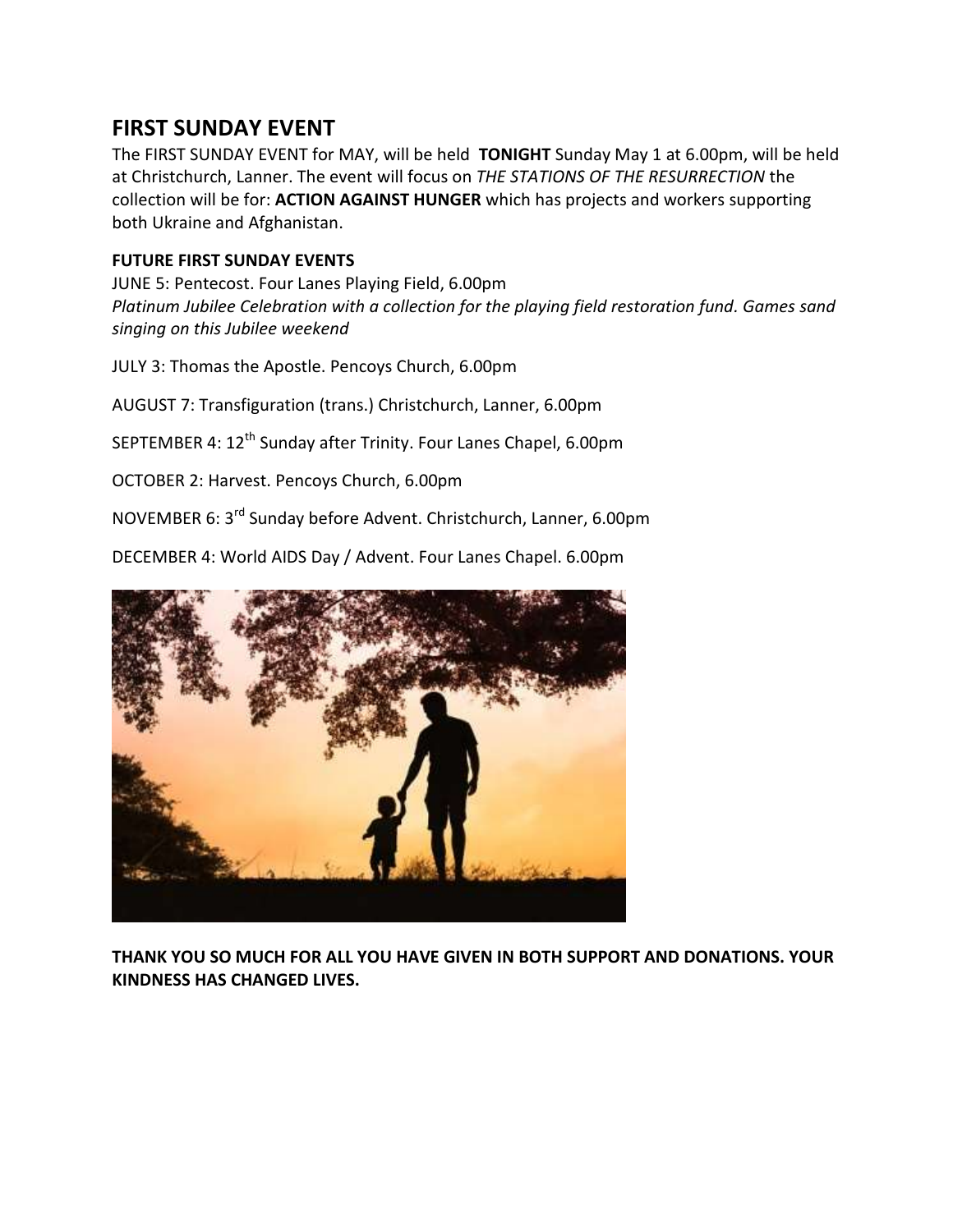## FIRST SUNDAY EVENT

The FIRST SUNDAY EVENT for MAY, will be held **TONIGHT** Sunday May 1 at 6.00pm, will be held at Christchurch, Lanner. The event will focus on *THE STATIONS OF THE RESURRECTION* the collection will be for: **ACTION AGAINST HUNGER** which has projects and workers supporting both Ukraine and Afghanistan.

**FUTURE FIRST SUNDAY EVENTS**

JUNE 5: Pentecost. Four Lanes Playing Field, 6.00pm
*Platinum Jubilee Celebration with a collection for the playing field restoration fund. Games sand singing on this Jubilee weekend*

JULY 3: Thomas the Apostle. Pencoys Church, 6.00pm

AUGUST 7: Transfiguration (trans.) Christchurch, Lanner, 6.00pm

SEPTEMBER 4: 12th Sunday after Trinity. Four Lanes Chapel, 6.00pm

OCTOBER 2: Harvest. Pencoys Church, 6.00pm

NOVEMBER 6: 3rd Sunday before Advent. Christchurch, Lanner, 6.00pm

DECEMBER 4: World AIDS Day / Advent. Four Lanes Chapel. 6.00pm

**THANK YOU SO MUCH FOR ALL YOU HAVE GIVEN IN BOTH SUPPORT AND DONATIONS. YOUR KINDNESS HAS CHANGED LIVES.**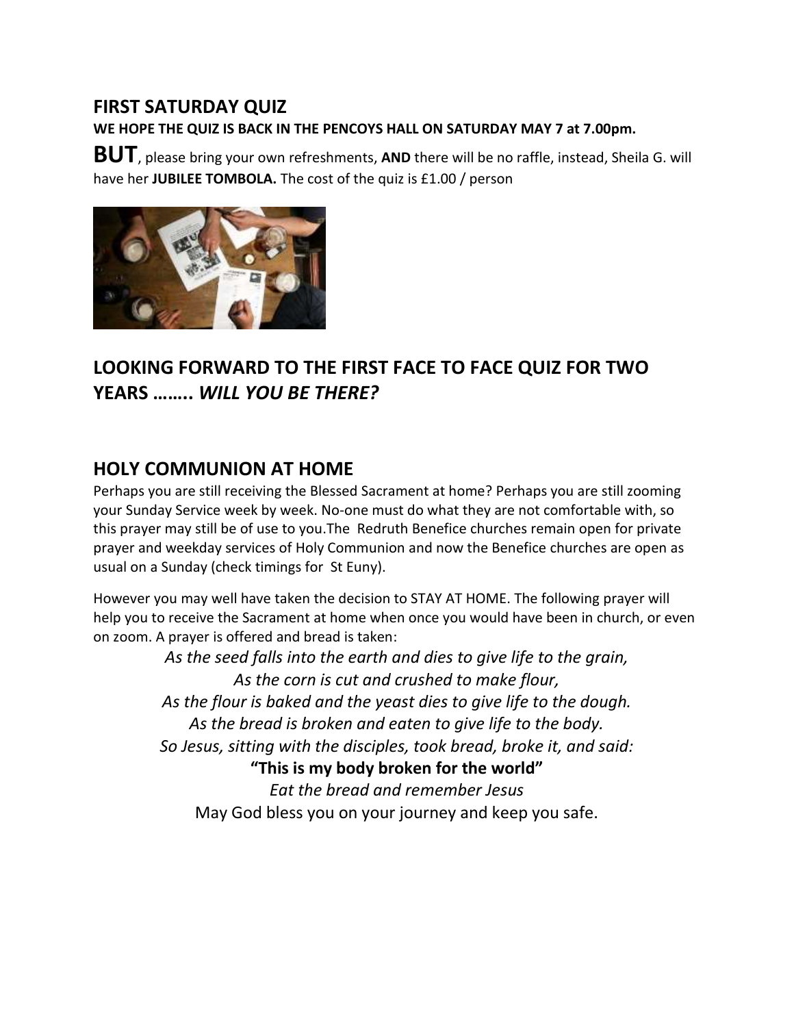## FIRST SATURDAY QUIZ

**WE HOPE THE QUIZ IS BACK IN THE PENCOYS HALL ON SATURDAY MAY 7 at 7.00pm.**

**BUT**, please bring your own refreshments, **AND** there will be no raffle, instead, Sheila G. will have her **JUBILEE TOMBOLA.** The cost of the quiz is £1.00 / person

## LOOKING FORWARD TO THE FIRST FACE TO FACE QUIZ FOR TWO YEARS …….. *WILL YOU BE THERE?*

## HOLY COMMUNION AT HOME

Perhaps you are still receiving the Blessed Sacrament at home? Perhaps you are still zooming your Sunday Service week by week. No-one must do what they are not comfortable with, so this prayer may still be of use to you.The Redruth Benefice churches remain open for private prayer and weekday services of Holy Communion and now the Benefice churches are open as usual on a Sunday (check timings for St Euny).

However you may well have taken the decision to STAY AT HOME. The following prayer will help you to receive the Sacrament at home when once you would have been in church, or even on zoom. A prayer is offered and bread is taken:

*As the seed falls into the earth and dies to give life to the grain,*
*As the corn is cut and crushed to make flour,*
*As the flour is baked and the yeast dies to give life to the dough.*
*As the bread is broken and eaten to give life to the body.*
*So Jesus, sitting with the disciples, took bread, broke it, and said:*
**"This is my body broken for the world"**
*Eat the bread and remember Jesus*
May God bless you on your journey and keep you safe.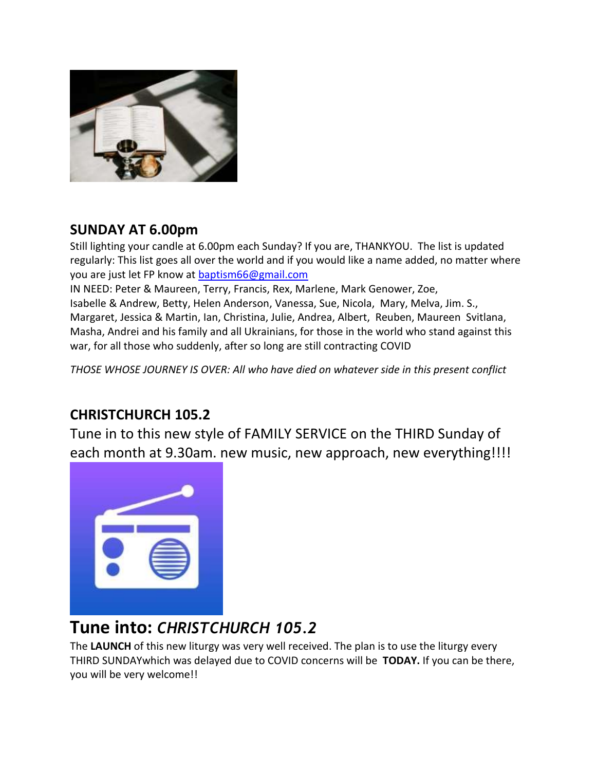## SUNDAY AT 6.00pm

Still lighting your candle at 6.00pm each Sunday? If you are, THANKYOU. The list is updated regularly: This list goes all over the world and if you would like a name added, no matter where you are just let FP know at baptism66@gmail.com

IN NEED: Peter & Maureen, Terry, Francis, Rex, Marlene, Mark Genower, Zoe, Isabelle & Andrew, Betty, Helen Anderson, Vanessa, Sue, Nicola, Mary, Melva, Jim. S., Margaret, Jessica & Martin, Ian, Christina, Julie, Andrea, Albert, Reuben, Maureen Svitlana, Masha, Andrei and his family and all Ukrainians, for those in the world who stand against this war, for all those who suddenly, after so long are still contracting COVID

*THOSE WHOSE JOURNEY IS OVER: All who have died on whatever side in this present conflict*

## CHRISTCHURCH 105.2

Tune in to this new style of FAMILY SERVICE on the THIRD Sunday of each month at 9.30am. new music, new approach, new everything!!!!

# Tune into: *CHRISTCHURCH 105.2*

The **LAUNCH** of this new liturgy was very well received. The plan is to use the liturgy every THIRD SUNDAYwhich was delayed due to COVID concerns will be **TODAY.** If you can be there, you will be very welcome!!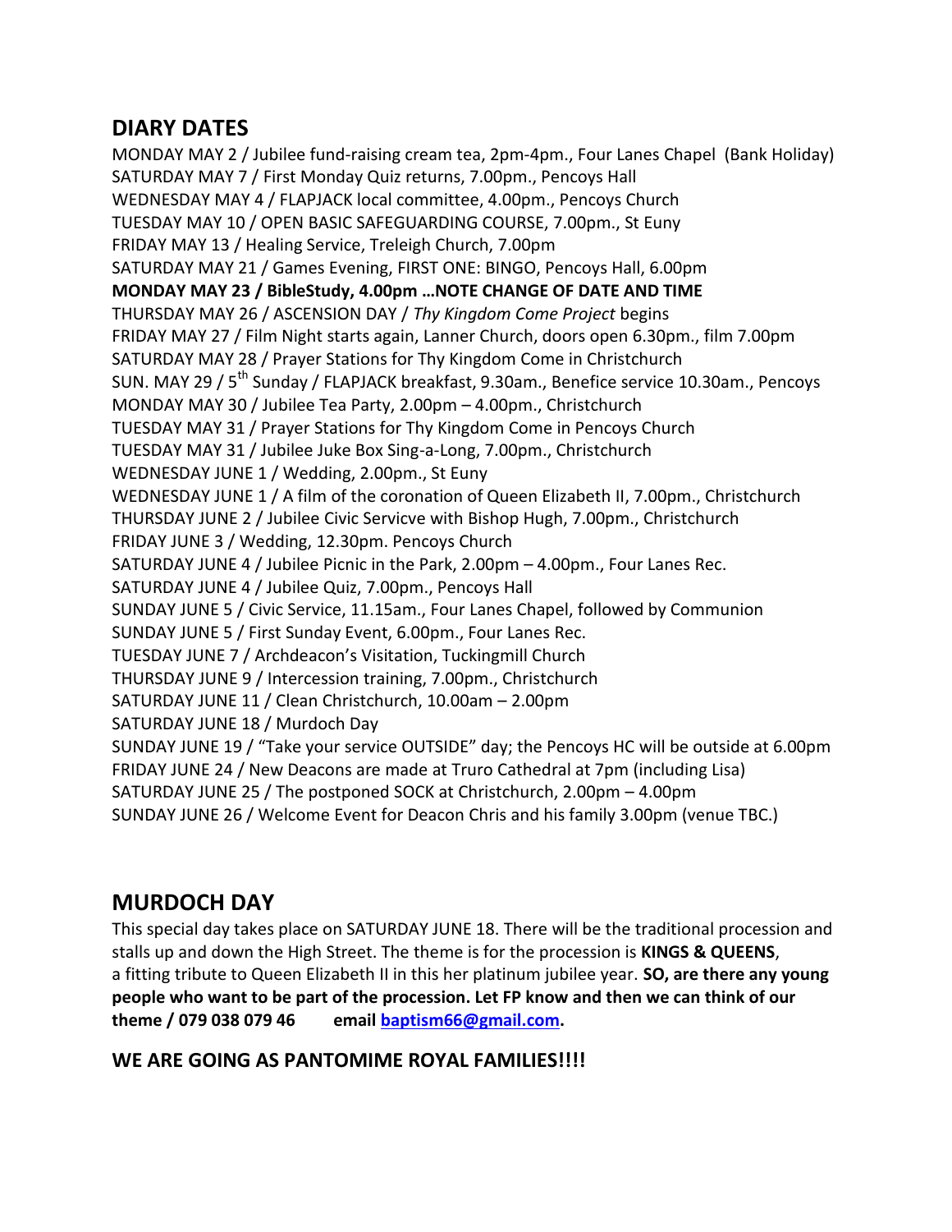## DIARY DATES

MONDAY MAY 2 / Jubilee fund-raising cream tea, 2pm-4pm., Four Lanes Chapel (Bank Holiday)
SATURDAY MAY 7 / First Monday Quiz returns, 7.00pm., Pencoys Hall
WEDNESDAY MAY 4 / FLAPJACK local committee, 4.00pm., Pencoys Church
TUESDAY MAY 10 / OPEN BASIC SAFEGUARDING COURSE, 7.00pm., St Euny
FRIDAY MAY 13 / Healing Service, Treleigh Church, 7.00pm
SATURDAY MAY 21 / Games Evening, FIRST ONE: BINGO, Pencoys Hall, 6.00pm
**MONDAY MAY 23 / BibleStudy, 4.00pm …NOTE CHANGE OF DATE AND TIME**
THURSDAY MAY 26 / ASCENSION DAY / *Thy Kingdom Come Project* begins
FRIDAY MAY 27 / Film Night starts again, Lanner Church, doors open 6.30pm., film 7.00pm
SATURDAY MAY 28 / Prayer Stations for Thy Kingdom Come in Christchurch
SUN. MAY 29 / 5th Sunday / FLAPJACK breakfast, 9.30am., Benefice service 10.30am., Pencoys
MONDAY MAY 30 / Jubilee Tea Party, 2.00pm – 4.00pm., Christchurch
TUESDAY MAY 31 / Prayer Stations for Thy Kingdom Come in Pencoys Church
TUESDAY MAY 31 / Jubilee Juke Box Sing-a-Long, 7.00pm., Christchurch
WEDNESDAY JUNE 1 / Wedding, 2.00pm., St Euny
WEDNESDAY JUNE 1 / A film of the coronation of Queen Elizabeth II, 7.00pm., Christchurch
THURSDAY JUNE 2 / Jubilee Civic Servicve with Bishop Hugh, 7.00pm., Christchurch
FRIDAY JUNE 3 / Wedding, 12.30pm. Pencoys Church
SATURDAY JUNE 4 / Jubilee Picnic in the Park, 2.00pm – 4.00pm., Four Lanes Rec.
SATURDAY JUNE 4 / Jubilee Quiz, 7.00pm., Pencoys Hall
SUNDAY JUNE 5 / Civic Service, 11.15am., Four Lanes Chapel, followed by Communion
SUNDAY JUNE 5 / First Sunday Event, 6.00pm., Four Lanes Rec.
TUESDAY JUNE 7 / Archdeacon's Visitation, Tuckingmill Church
THURSDAY JUNE 9 / Intercession training, 7.00pm., Christchurch
SATURDAY JUNE 11 / Clean Christchurch, 10.00am – 2.00pm
SATURDAY JUNE 18 / Murdoch Day
SUNDAY JUNE 19 / "Take your service OUTSIDE" day; the Pencoys HC will be outside at 6.00pm
FRIDAY JUNE 24 / New Deacons are made at Truro Cathedral at 7pm (including Lisa)
SATURDAY JUNE 25 / The postponed SOCK at Christchurch, 2.00pm – 4.00pm
SUNDAY JUNE 26 / Welcome Event for Deacon Chris and his family 3.00pm (venue TBC.)

## MURDOCH DAY

This special day takes place on SATURDAY JUNE 18. There will be the traditional procession and stalls up and down the High Street. The theme is for the procession is **KINGS & QUEENS**, a fitting tribute to Queen Elizabeth II in this her platinum jubilee year. **SO, are there any young people who want to be part of the procession. Let FP know and then we can think of our theme / 079 038 079 46 email baptism66@gmail.com.**

### WE ARE GOING AS PANTOMIME ROYAL FAMILIES!!!!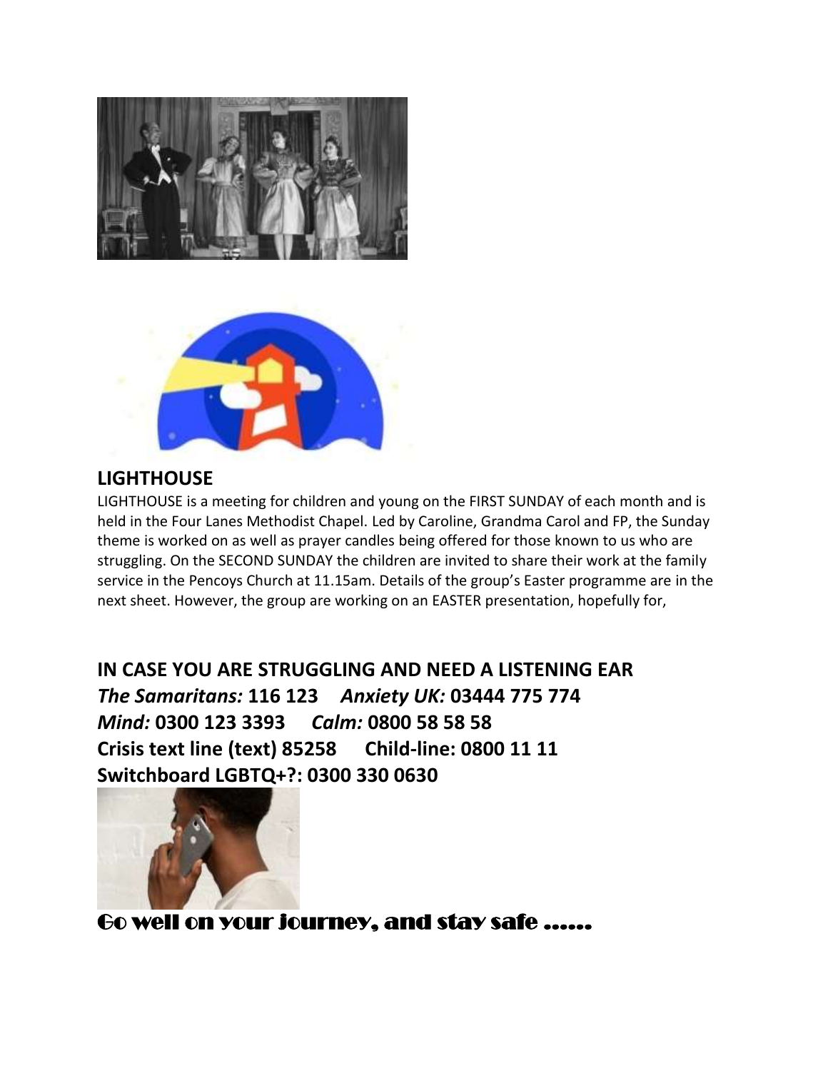## LIGHTHOUSE

LIGHTHOUSE is a meeting for children and young on the FIRST SUNDAY of each month and is held in the Four Lanes Methodist Chapel. Led by Caroline, Grandma Carol and FP, the Sunday theme is worked on as well as prayer candles being offered for those known to us who are struggling. On the SECOND SUNDAY the children are invited to share their work at the family service in the Pencoys Church at 11.15am. Details of the group's Easter programme are in the next sheet. However, the group are working on an EASTER presentation, hopefully for,

## IN CASE YOU ARE STRUGGLING AND NEED A LISTENING EAR

***The Samaritans:* 116 123** ***Anxiety UK:* 03444 775 774**
***Mind:* 0300 123 3393** ***Calm:* 0800 58 58 58**
**Crisis text line (text) 85258** **Child-line: 0800 11 11**
**Switchboard LGBTQ+?: 0300 330 0630**

**Go well on your journey, and stay safe ……**